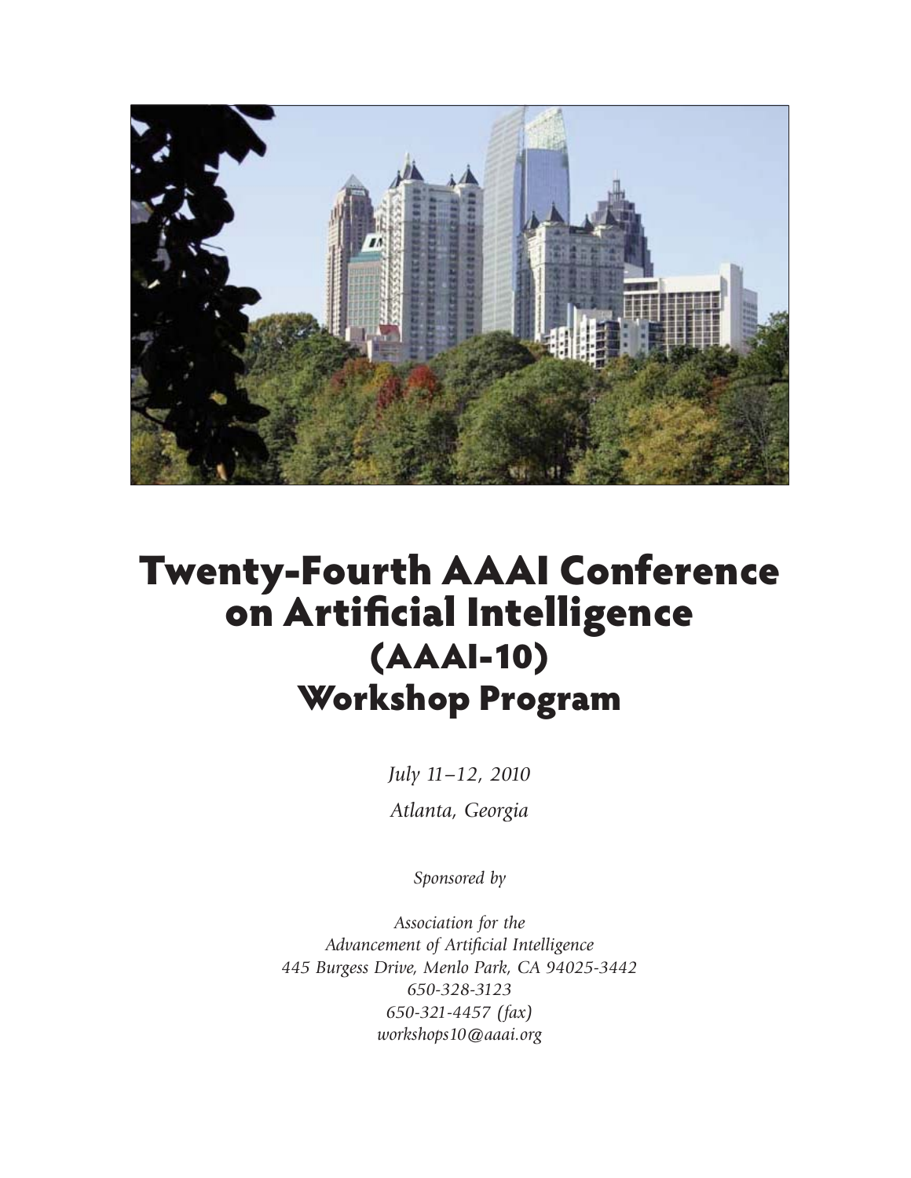# Twenty-Fourth AAAI Conference on Artificial Intelligence (AAAI-10) Workshop Program

*July 11–12, 2010*

*Atlanta, Georgia*

*Sponsored by*

*Association for the*
*Advancement of Artificial Intelligence*
*445 Burgess Drive, Menlo Park, CA 94025-3442*
*650-328-3123*
*650-321-4457 (fax)*
*workshops10@aaai.org*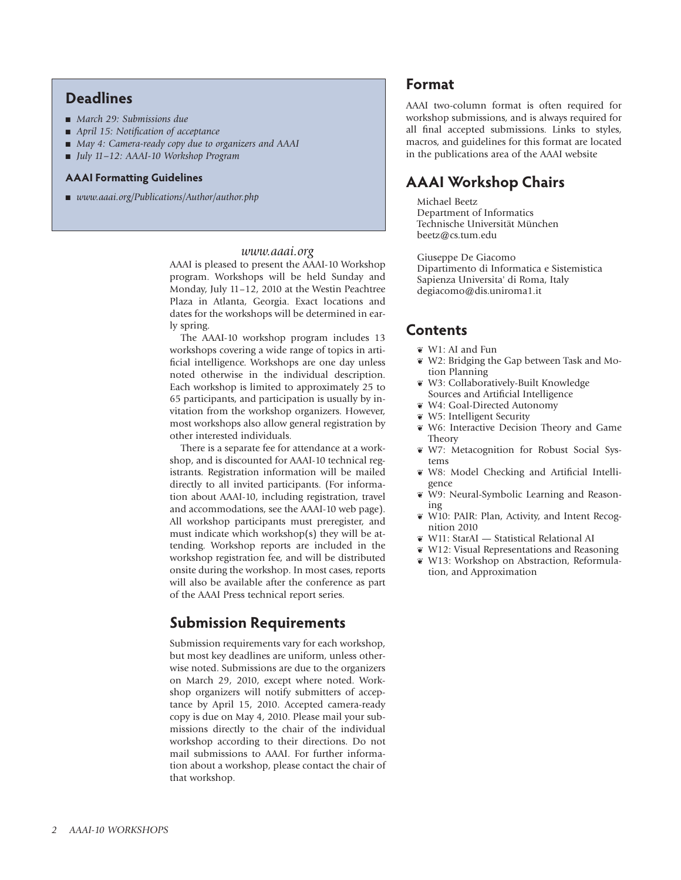## Deadlines

- *March 29: Submissions due*
- *April 15: Notification of acceptance*
- *May 4: Camera-ready copy due to organizers and AAAI*
- *July 11–12: AAAI-10 Workshop Program*

### AAAI Formatting Guidelines

- *www.aaai.org/Publications/Author/author.php*

*www.aaai.org*

AAAI is pleased to present the AAAI-10 Workshop program. Workshops will be held Sunday and Monday, July 11–12, 2010 at the Westin Peachtree Plaza in Atlanta, Georgia. Exact locations and dates for the workshops will be determined in early spring.

The AAAI-10 workshop program includes 13 workshops covering a wide range of topics in artificial intelligence. Workshops are one day unless noted otherwise in the individual description. Each workshop is limited to approximately 25 to 65 participants, and participation is usually by invitation from the workshop organizers. However, most workshops also allow general registration by other interested individuals.

There is a separate fee for attendance at a workshop, and is discounted for AAAI-10 technical registrants. Registration information will be mailed directly to all invited participants. (For information about AAAI-10, including registration, travel and accommodations, see the AAAI-10 web page). All workshop participants must preregister, and must indicate which workshop(s) they will be attending. Workshop reports are included in the workshop registration fee, and will be distributed onsite during the workshop. In most cases, reports will also be available after the conference as part of the AAAI Press technical report series.

## Submission Requirements

Submission requirements vary for each workshop, but most key deadlines are uniform, unless otherwise noted. Submissions are due to the organizers on March 29, 2010, except where noted. Workshop organizers will notify submitters of acceptance by April 15, 2010. Accepted camera-ready copy is due on May 4, 2010. Please mail your submissions directly to the chair of the individual workshop according to their directions. Do not mail submissions to AAAI. For further information about a workshop, please contact the chair of that workshop.

## Format

AAAI two-column format is often required for workshop submissions, and is always required for all final accepted submissions. Links to styles, macros, and guidelines for this format are located in the publications area of the AAAI website

## AAAI Workshop Chairs

Michael Beetz
Department of Informatics
Technische Universität München
beetz@cs.tum.edu

Giuseppe De Giacomo
Dipartimento di Informatica e Sistemistica
Sapienza Universita' di Roma, Italy
degiacomo@dis.uniroma1.it

## Contents

- W1: AI and Fun
- W2: Bridging the Gap between Task and Motion Planning
- W3: Collaboratively-Built Knowledge Sources and Artificial Intelligence
- W4: Goal-Directed Autonomy
- W5: Intelligent Security
- W6: Interactive Decision Theory and Game Theory
- W7: Metacognition for Robust Social Systems
- W8: Model Checking and Artificial Intelligence
- W9: Neural-Symbolic Learning and Reasoning
- W10: PAIR: Plan, Activity, and Intent Recognition 2010
- W11: StarAI — Statistical Relational AI
- W12: Visual Representations and Reasoning
- W13: Workshop on Abstraction, Reformulation, and Approximation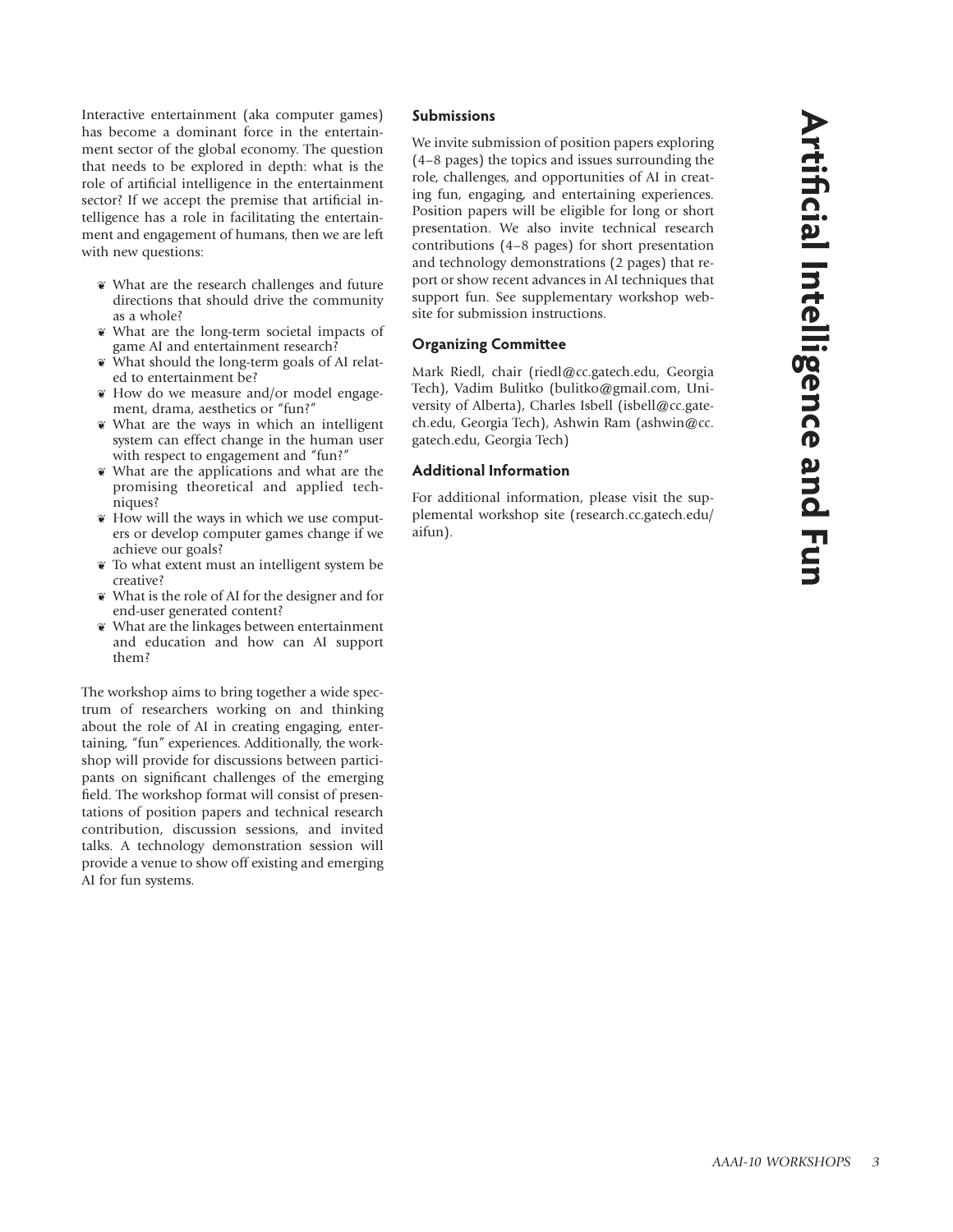# Artificial Intelligence and Fun

Interactive entertainment (aka computer games) has become a dominant force in the entertainment sector of the global economy. The question that needs to be explored in depth: what is the role of artificial intelligence in the entertainment sector? If we accept the premise that artificial intelligence has a role in facilitating the entertainment and engagement of humans, then we are left with new questions:

- What are the research challenges and future directions that should drive the community as a whole?
- What are the long-term societal impacts of game AI and entertainment research?
- What should the long-term goals of AI related to entertainment be?
- How do we measure and/or model engagement, drama, aesthetics or "fun?"
- What are the ways in which an intelligent system can effect change in the human user with respect to engagement and "fun?"
- What are the applications and what are the promising theoretical and applied techniques?
- How will the ways in which we use computers or develop computer games change if we achieve our goals?
- To what extent must an intelligent system be creative?
- What is the role of AI for the designer and for end-user generated content?
- What are the linkages between entertainment and education and how can AI support them?

The workshop aims to bring together a wide spectrum of researchers working on and thinking about the role of AI in creating engaging, entertaining, "fun" experiences. Additionally, the workshop will provide for discussions between participants on significant challenges of the emerging field. The workshop format will consist of presentations of position papers and technical research contribution, discussion sessions, and invited talks. A technology demonstration session will provide a venue to show off existing and emerging AI for fun systems.

## Submissions

We invite submission of position papers exploring (4–8 pages) the topics and issues surrounding the role, challenges, and opportunities of AI in creating fun, engaging, and entertaining experiences. Position papers will be eligible for long or short presentation. We also invite technical research contributions (4–8 pages) for short presentation and technology demonstrations (2 pages) that report or show recent advances in AI techniques that support fun. See supplementary workshop website for submission instructions.

## Organizing Committee

Mark Riedl, chair (riedl@cc.gatech.edu, Georgia Tech), Vadim Bulitko (bulitko@gmail.com, University of Alberta), Charles Isbell (isbell@cc.gatech.edu, Georgia Tech), Ashwin Ram (ashwin@cc.gatech.edu, Georgia Tech)

## Additional Information

For additional information, please visit the supplemental workshop site (research.cc.gatech.edu/aifun).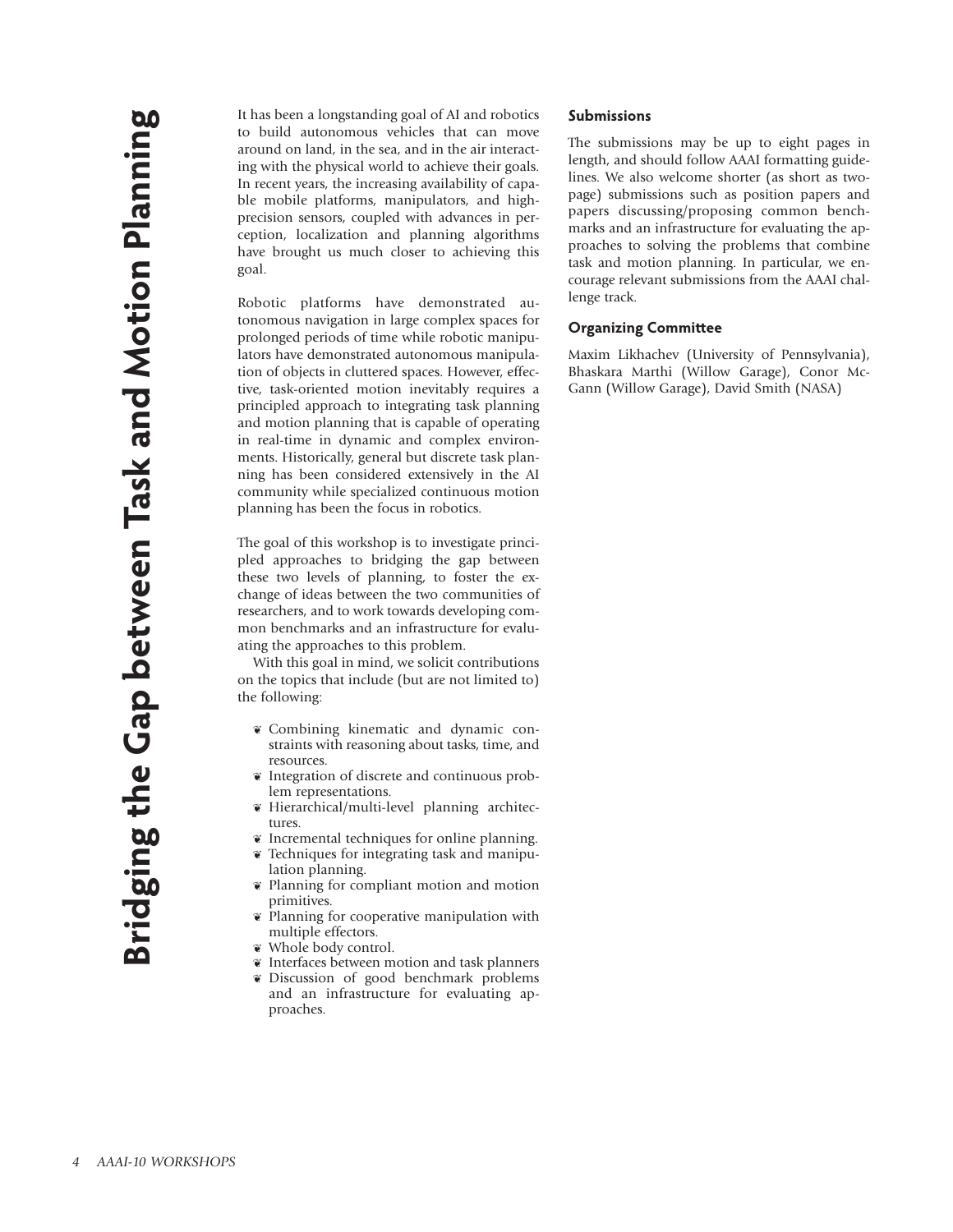# Bridging the Gap between Task and Motion Planning

It has been a longstanding goal of AI and robotics to build autonomous vehicles that can move around on land, in the sea, and in the air interacting with the physical world to achieve their goals. In recent years, the increasing availability of capable mobile platforms, manipulators, and high-precision sensors, coupled with advances in perception, localization and planning algorithms have brought us much closer to achieving this goal.

Robotic platforms have demonstrated autonomous navigation in large complex spaces for prolonged periods of time while robotic manipulators have demonstrated autonomous manipulation of objects in cluttered spaces. However, effective, task-oriented motion inevitably requires a principled approach to integrating task planning and motion planning that is capable of operating in real-time in dynamic and complex environments. Historically, general but discrete task planning has been considered extensively in the AI community while specialized continuous motion planning has been the focus in robotics.

The goal of this workshop is to investigate principled approaches to bridging the gap between these two levels of planning, to foster the exchange of ideas between the two communities of researchers, and to work towards developing common benchmarks and an infrastructure for evaluating the approaches to this problem.

With this goal in mind, we solicit contributions on the topics that include (but are not limited to) the following:

- Combining kinematic and dynamic constraints with reasoning about tasks, time, and resources.
- Integration of discrete and continuous problem representations.
- Hierarchical/multi-level planning architectures.
- Incremental techniques for online planning.
- Techniques for integrating task and manipulation planning.
- Planning for compliant motion and motion primitives.
- Planning for cooperative manipulation with multiple effectors.
- Whole body control.
- Interfaces between motion and task planners
- Discussion of good benchmark problems and an infrastructure for evaluating approaches.

### Submissions

The submissions may be up to eight pages in length, and should follow AAAI formatting guidelines. We also welcome shorter (as short as two-page) submissions such as position papers and papers discussing/proposing common benchmarks and an infrastructure for evaluating the approaches to solving the problems that combine task and motion planning. In particular, we encourage relevant submissions from the AAAI challenge track.

### Organizing Committee

Maxim Likhachev (University of Pennsylvania), Bhaskara Marthi (Willow Garage), Conor McGann (Willow Garage), David Smith (NASA)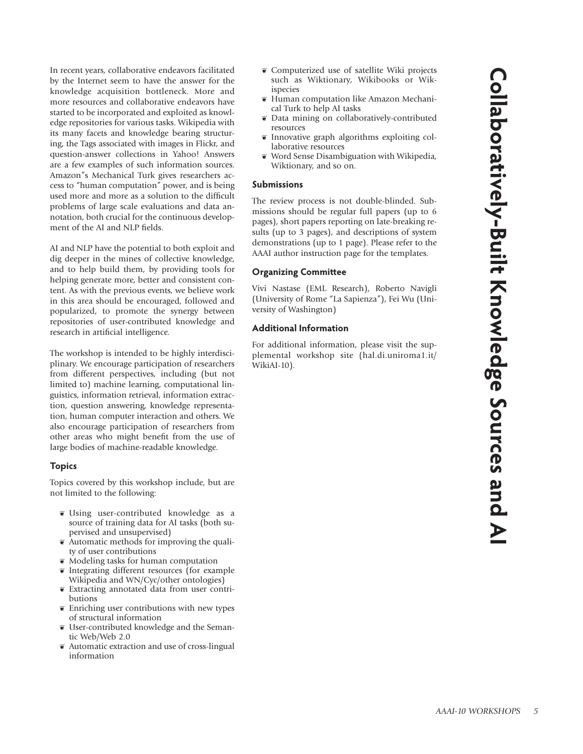# Collaboratively-Built Knowledge Sources and AI

In recent years, collaborative endeavors facilitated by the Internet seem to have the answer for the knowledge acquisition bottleneck. More and more resources and collaborative endeavors have started to be incorporated and exploited as knowledge repositories for various tasks. Wikipedia with its many facets and knowledge bearing structuring, the Tags associated with images in Flickr, and question-answer collections in Yahoo! Answers are a few examples of such information sources. Amazon"s Mechanical Turk gives researchers access to "human computation" power, and is being used more and more as a solution to the difficult problems of large scale evaluations and data annotation, both crucial for the continuous development of the AI and NLP fields.

AI and NLP have the potential to both exploit and dig deeper in the mines of collective knowledge, and to help build them, by providing tools for helping generate more, better and consistent content. As with the previous events, we believe work in this area should be encouraged, followed and popularized, to promote the synergy between repositories of user-contributed knowledge and research in artificial intelligence.

The workshop is intended to be highly interdisciplinary. We encourage participation of researchers from different perspectives, including (but not limited to) machine learning, computational linguistics, information retrieval, information extraction, question answering, knowledge representation, human computer interaction and others. We also encourage participation of researchers from other areas who might benefit from the use of large bodies of machine-readable knowledge.

## Topics

Topics covered by this workshop include, but are not limited to the following:

- Using user-contributed knowledge as a source of training data for AI tasks (both supervised and unsupervised)
- Automatic methods for improving the quality of user contributions
- Modeling tasks for human computation
- Integrating different resources (for example Wikipedia and WN/Cyc/other ontologies)
- Extracting annotated data from user contributions
- Enriching user contributions with new types of structural information
- User-contributed knowledge and the Semantic Web/Web 2.0
- Automatic extraction and use of cross-lingual information
- Computerized use of satellite Wiki projects such as Wiktionary, Wikibooks or Wikispecies
- Human computation like Amazon Mechanical Turk to help AI tasks
- Data mining on collaboratively-contributed resources
- Innovative graph algorithms exploiting collaborative resources
- Word Sense Disambiguation with Wikipedia, Wiktionary, and so on.

## Submissions

The review process is not double-blinded. Submissions should be regular full papers (up to 6 pages), short papers reporting on late-breaking results (up to 3 pages), and descriptions of system demonstrations (up to 1 page). Please refer to the AAAI author instruction page for the templates.

## Organizing Committee

Vivi Nastase (EML Research), Roberto Navigli (University of Rome "La Sapienza"), Fei Wu (University of Washington)

## Additional Information

For additional information, please visit the supplemental workshop site (hal.di.uniroma1.it/WikiAI-10).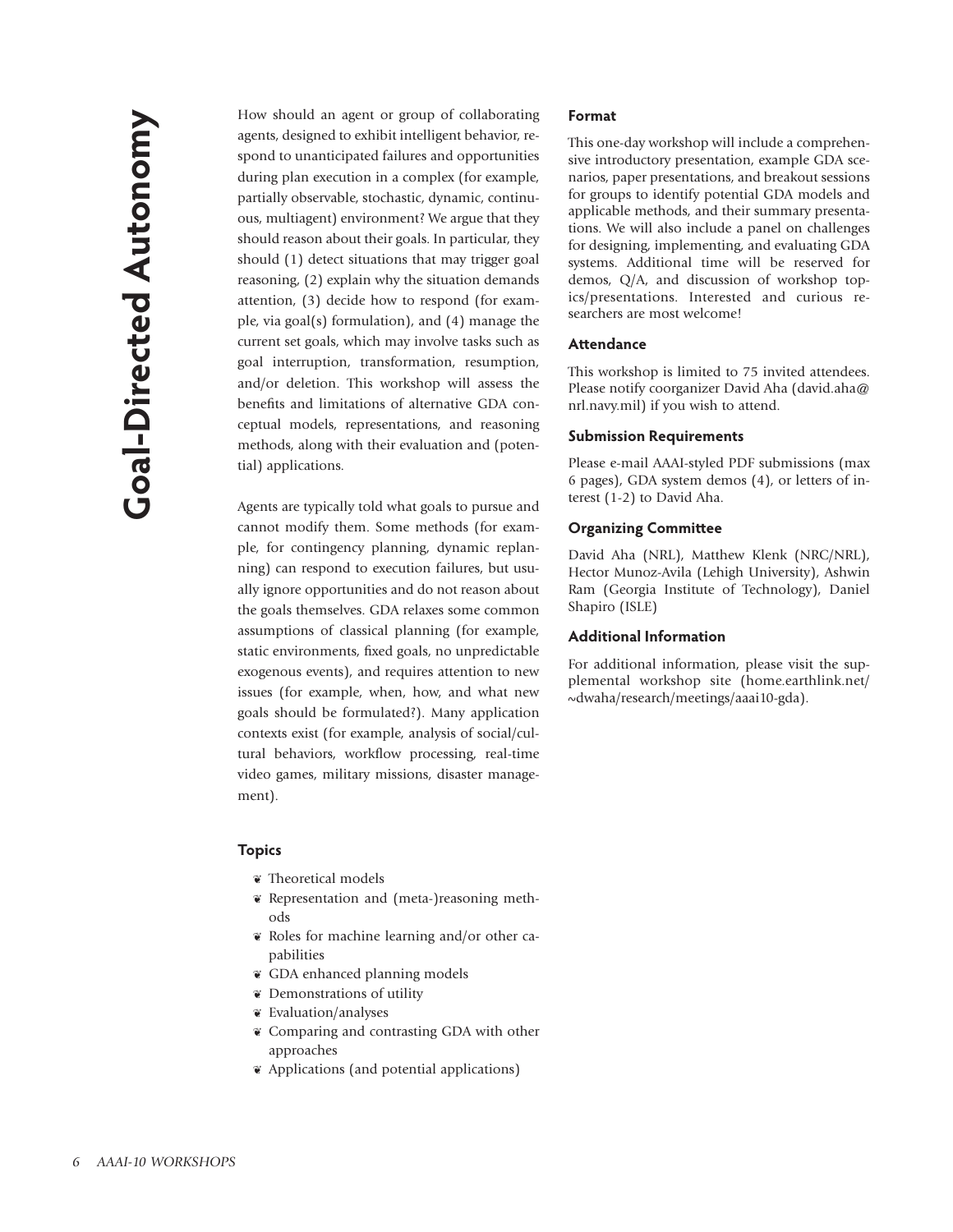# Goal-Directed Autonomy

How should an agent or group of collaborating agents, designed to exhibit intelligent behavior, respond to unanticipated failures and opportunities during plan execution in a complex (for example, partially observable, stochastic, dynamic, continuous, multiagent) environment? We argue that they should reason about their goals. In particular, they should (1) detect situations that may trigger goal reasoning, (2) explain why the situation demands attention, (3) decide how to respond (for example, via goal(s) formulation), and (4) manage the current set goals, which may involve tasks such as goal interruption, transformation, resumption, and/or deletion. This workshop will assess the benefits and limitations of alternative GDA conceptual models, representations, and reasoning methods, along with their evaluation and (potential) applications.

Agents are typically told what goals to pursue and cannot modify them. Some methods (for example, for contingency planning, dynamic replanning) can respond to execution failures, but usually ignore opportunities and do not reason about the goals themselves. GDA relaxes some common assumptions of classical planning (for example, static environments, fixed goals, no unpredictable exogenous events), and requires attention to new issues (for example, when, how, and what new goals should be formulated?). Many application contexts exist (for example, analysis of social/cultural behaviors, workflow processing, real-time video games, military missions, disaster management).

## Topics

- Theoretical models
- Representation and (meta-)reasoning methods
- Roles for machine learning and/or other capabilities
- GDA enhanced planning models
- Demonstrations of utility
- Evaluation/analyses
- Comparing and contrasting GDA with other approaches
- Applications (and potential applications)

## Format

This one-day workshop will include a comprehensive introductory presentation, example GDA scenarios, paper presentations, and breakout sessions for groups to identify potential GDA models and applicable methods, and their summary presentations. We will also include a panel on challenges for designing, implementing, and evaluating GDA systems. Additional time will be reserved for demos, Q/A, and discussion of workshop topics/presentations. Interested and curious researchers are most welcome!

## Attendance

This workshop is limited to 75 invited attendees. Please notify coorganizer David Aha (david.aha@nrl.navy.mil) if you wish to attend.

## Submission Requirements

Please e-mail AAAI-styled PDF submissions (max 6 pages), GDA system demos (4), or letters of interest (1-2) to David Aha.

## Organizing Committee

David Aha (NRL), Matthew Klenk (NRC/NRL), Hector Munoz-Avila (Lehigh University), Ashwin Ram (Georgia Institute of Technology), Daniel Shapiro (ISLE)

## Additional Information

For additional information, please visit the supplemental workshop site (home.earthlink.net/~dwaha/research/meetings/aaai10-gda).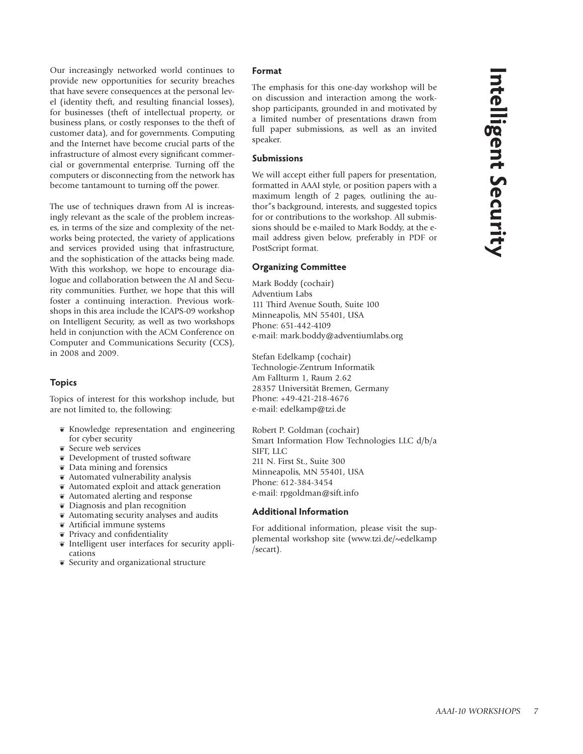# Intelligent Security

Our increasingly networked world continues to provide new opportunities for security breaches that have severe consequences at the personal level (identity theft, and resulting financial losses), for businesses (theft of intellectual property, or business plans, or costly responses to the theft of customer data), and for governments. Computing and the Internet have become crucial parts of the infrastructure of almost every significant commercial or governmental enterprise. Turning off the computers or disconnecting from the network has become tantamount to turning off the power.

The use of techniques drawn from AI is increasingly relevant as the scale of the problem increases, in terms of the size and complexity of the networks being protected, the variety of applications and services provided using that infrastructure, and the sophistication of the attacks being made. With this workshop, we hope to encourage dialogue and collaboration between the AI and Security communities. Further, we hope that this will foster a continuing interaction. Previous workshops in this area include the ICAPS-09 workshop on Intelligent Security, as well as two workshops held in conjunction with the ACM Conference on Computer and Communications Security (CCS), in 2008 and 2009.

## Topics

Topics of interest for this workshop include, but are not limited to, the following:

- Knowledge representation and engineering for cyber security
- Secure web services
- Development of trusted software
- Data mining and forensics
- Automated vulnerability analysis
- Automated exploit and attack generation
- Automated alerting and response
- Diagnosis and plan recognition
- Automating security analyses and audits
- Artificial immune systems
- Privacy and confidentiality
- Intelligent user interfaces for security applications
- Security and organizational structure

## Format

The emphasis for this one-day workshop will be on discussion and interaction among the workshop participants, grounded in and motivated by a limited number of presentations drawn from full paper submissions, as well as an invited speaker.

## Submissions

We will accept either full papers for presentation, formatted in AAAI style, or position papers with a maximum length of 2 pages, outlining the author"s background, interests, and suggested topics for or contributions to the workshop. All submissions should be e-mailed to Mark Boddy, at the e-mail address given below, preferably in PDF or PostScript format.

## Organizing Committee

Mark Boddy (cochair)
Adventium Labs
111 Third Avenue South, Suite 100
Minneapolis, MN 55401, USA
Phone: 651-442-4109
e-mail: mark.boddy@adventiumlabs.org

Stefan Edelkamp (cochair)
Technologie-Zentrum Informatik
Am Fallturm 1, Raum 2.62
28357 Universität Bremen, Germany
Phone: +49-421-218-4676
e-mail: edelkamp@tzi.de

Robert P. Goldman (cochair)
Smart Information Flow Technologies LLC d/b/a SIFT, LLC
211 N. First St., Suite 300
Minneapolis, MN 55401, USA
Phone: 612-384-3454
e-mail: rpgoldman@sift.info

## Additional Information

For additional information, please visit the supplemental workshop site (www.tzi.de/~edelkamp/secart).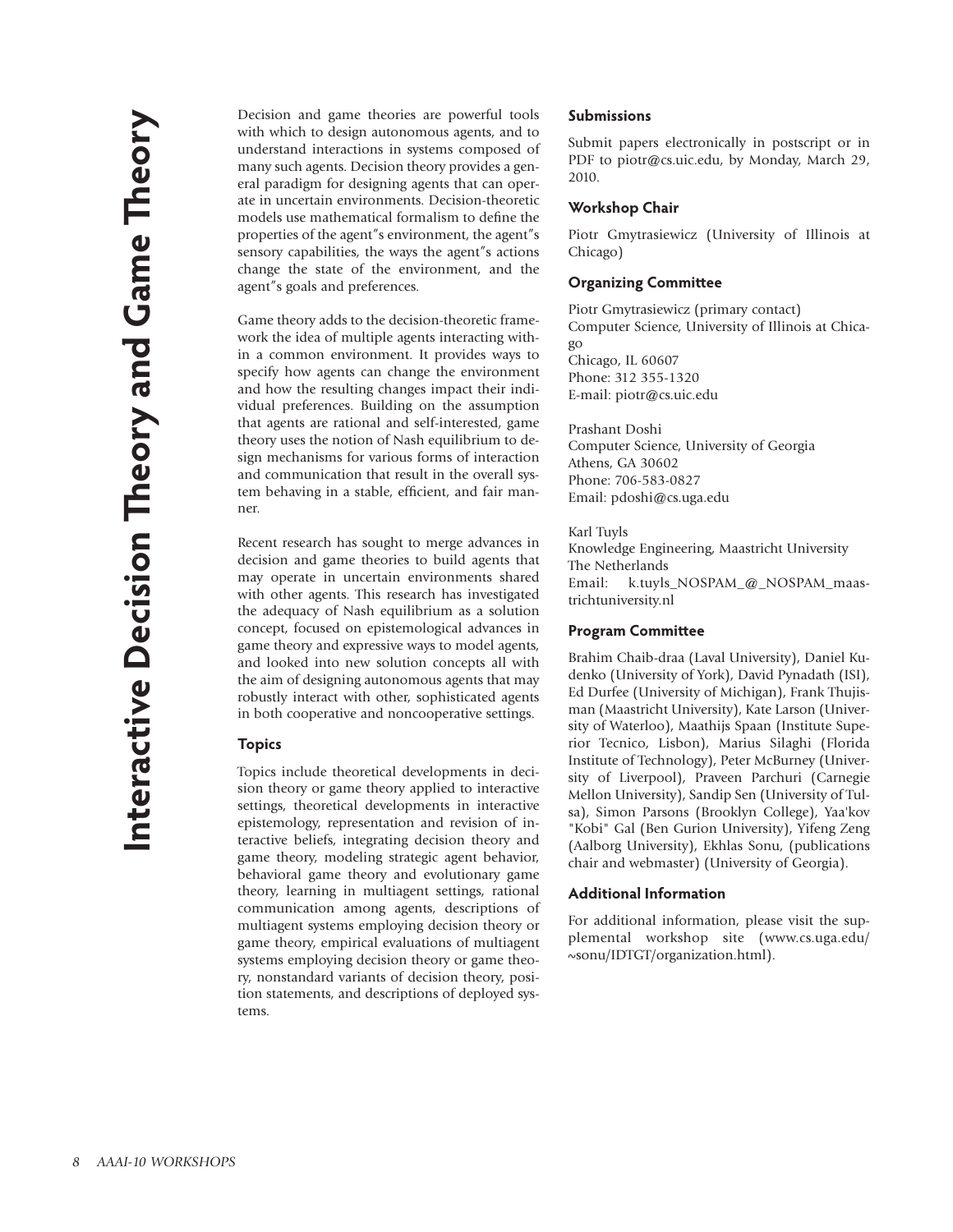# Interactive Decision Theory and Game Theory

Decision and game theories are powerful tools with which to design autonomous agents, and to understand interactions in systems composed of many such agents. Decision theory provides a general paradigm for designing agents that can operate in uncertain environments. Decision-theoretic models use mathematical formalism to define the properties of the agent″s environment, the agent″s sensory capabilities, the ways the agent″s actions change the state of the environment, and the agent″s goals and preferences.

Game theory adds to the decision-theoretic framework the idea of multiple agents interacting within a common environment. It provides ways to specify how agents can change the environment and how the resulting changes impact their individual preferences. Building on the assumption that agents are rational and self-interested, game theory uses the notion of Nash equilibrium to design mechanisms for various forms of interaction and communication that result in the overall system behaving in a stable, efficient, and fair manner.

Recent research has sought to merge advances in decision and game theories to build agents that may operate in uncertain environments shared with other agents. This research has investigated the adequacy of Nash equilibrium as a solution concept, focused on epistemological advances in game theory and expressive ways to model agents, and looked into new solution concepts all with the aim of designing autonomous agents that may robustly interact with other, sophisticated agents in both cooperative and noncooperative settings.

### Topics

Topics include theoretical developments in decision theory or game theory applied to interactive settings, theoretical developments in interactive epistemology, representation and revision of interactive beliefs, integrating decision theory and game theory, modeling strategic agent behavior, behavioral game theory and evolutionary game theory, learning in multiagent settings, rational communication among agents, descriptions of multiagent systems employing decision theory or game theory, empirical evaluations of multiagent systems employing decision theory or game theory, nonstandard variants of decision theory, position statements, and descriptions of deployed systems.

### Submissions

Submit papers electronically in postscript or in PDF to piotr@cs.uic.edu, by Monday, March 29, 2010.

### Workshop Chair

Piotr Gmytrasiewicz (University of Illinois at Chicago)

### Organizing Committee

Piotr Gmytrasiewicz (primary contact)
Computer Science, University of Illinois at Chicago
Chicago, IL 60607
Phone: 312 355-1320
E-mail: piotr@cs.uic.edu

Prashant Doshi
Computer Science, University of Georgia
Athens, GA 30602
Phone: 706-583-0827
Email: pdoshi@cs.uga.edu

Karl Tuyls
Knowledge Engineering, Maastricht University
The Netherlands
Email: k.tuyls_NOSPAM_@_NOSPAM_maastrichtuniversity.nl

### Program Committee

Brahim Chaib-draa (Laval University), Daniel Kudenko (University of York), David Pynadath (ISI), Ed Durfee (University of Michigan), Frank Thujisman (Maastricht University), Kate Larson (University of Waterloo), Maathijs Spaan (Institute Superior Tecnico, Lisbon), Marius Silaghi (Florida Institute of Technology), Peter McBurney (University of Liverpool), Praveen Parchuri (Carnegie Mellon University), Sandip Sen (University of Tulsa), Simon Parsons (Brooklyn College), Yaa'kov "Kobi" Gal (Ben Gurion University), Yifeng Zeng (Aalborg University), Ekhlas Sonu, (publications chair and webmaster) (University of Georgia).

### Additional Information

For additional information, please visit the supplemental workshop site (www.cs.uga.edu/~sonu/IDTGT/organization.html).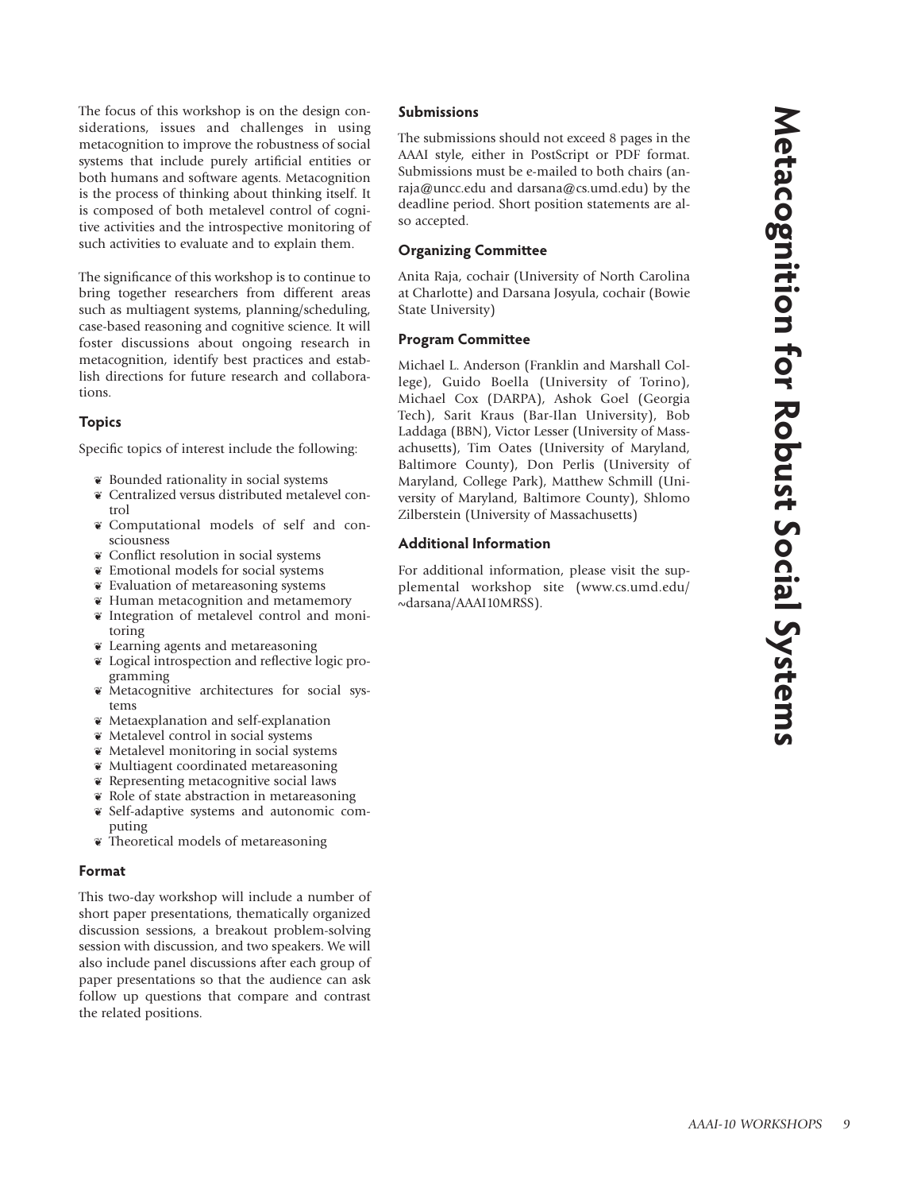# Metacognition for Robust Social Systems

The focus of this workshop is on the design considerations, issues and challenges in using metacognition to improve the robustness of social systems that include purely artificial entities or both humans and software agents. Metacognition is the process of thinking about thinking itself. It is composed of both metalevel control of cognitive activities and the introspective monitoring of such activities to evaluate and to explain them.

The significance of this workshop is to continue to bring together researchers from different areas such as multiagent systems, planning/scheduling, case-based reasoning and cognitive science. It will foster discussions about ongoing research in metacognition, identify best practices and establish directions for future research and collaborations.

## Topics

Specific topics of interest include the following:

- Bounded rationality in social systems
- Centralized versus distributed metalevel control
- Computational models of self and consciousness
- Conflict resolution in social systems
- Emotional models for social systems
- Evaluation of metareasoning systems
- Human metacognition and metamemory
- Integration of metalevel control and monitoring
- Learning agents and metareasoning
- Logical introspection and reflective logic programming
- Metacognitive architectures for social systems
- Metaexplanation and self-explanation
- Metalevel control in social systems
- Metalevel monitoring in social systems
- Multiagent coordinated metareasoning
- Representing metacognitive social laws
- Role of state abstraction in metareasoning
- Self-adaptive systems and autonomic computing
- Theoretical models of metareasoning

## Format

This two-day workshop will include a number of short paper presentations, thematically organized discussion sessions, a breakout problem-solving session with discussion, and two speakers. We will also include panel discussions after each group of paper presentations so that the audience can ask follow up questions that compare and contrast the related positions.

## Submissions

The submissions should not exceed 8 pages in the AAAI style, either in PostScript or PDF format. Submissions must be e-mailed to both chairs (anraja@uncc.edu and darsana@cs.umd.edu) by the deadline period. Short position statements are also accepted.

## Organizing Committee

Anita Raja, cochair (University of North Carolina at Charlotte) and Darsana Josyula, cochair (Bowie State University)

## Program Committee

Michael L. Anderson (Franklin and Marshall College), Guido Boella (University of Torino), Michael Cox (DARPA), Ashok Goel (Georgia Tech), Sarit Kraus (Bar-Ilan University), Bob Laddaga (BBN), Victor Lesser (University of Massachusetts), Tim Oates (University of Maryland, Baltimore County), Don Perlis (University of Maryland, College Park), Matthew Schmill (University of Maryland, Baltimore County), Shlomo Zilberstein (University of Massachusetts)

## Additional Information

For additional information, please visit the supplemental workshop site (www.cs.umd.edu/~darsana/AAAI10MRSS).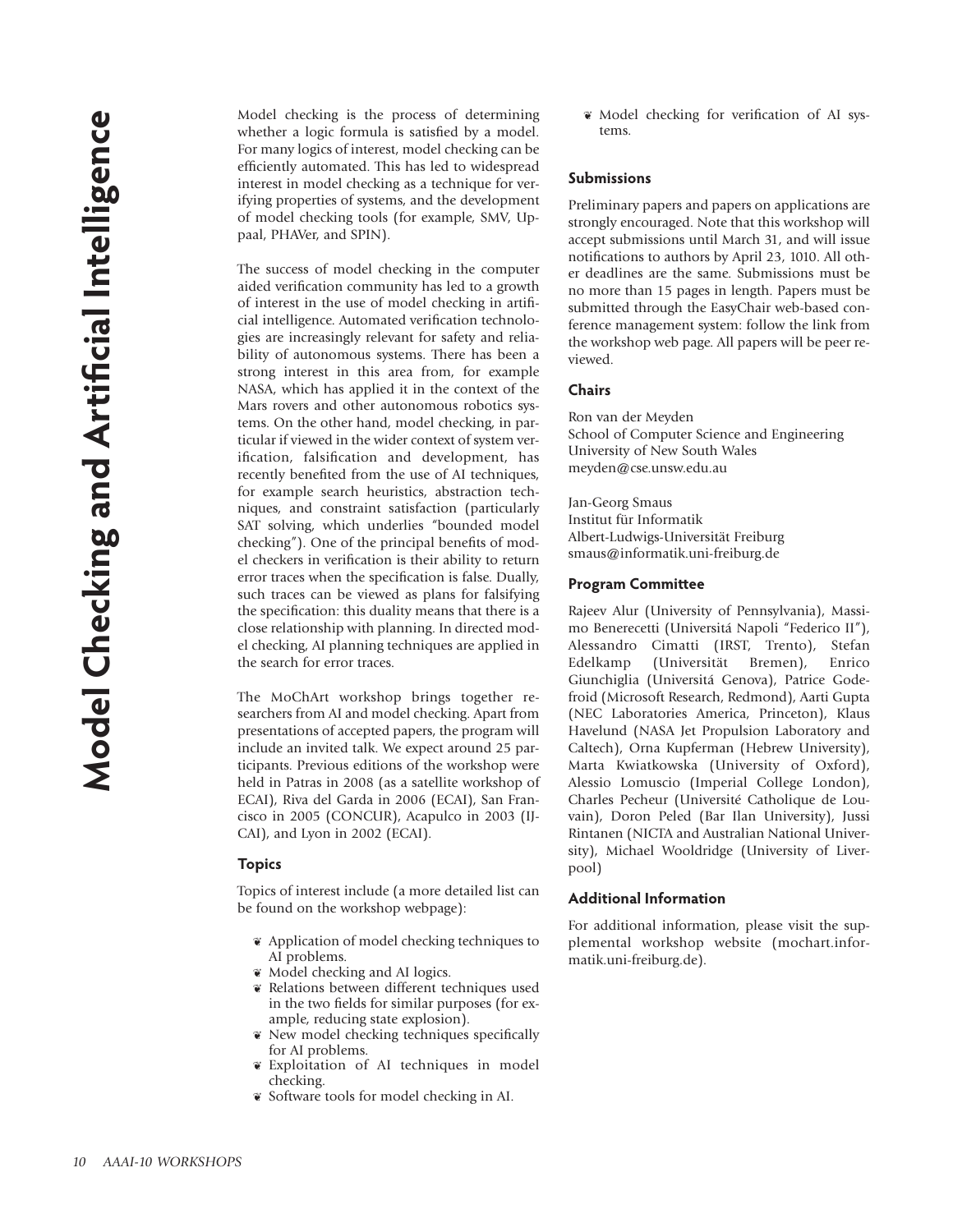# Model Checking and Artificial Intelligence

Model checking is the process of determining whether a logic formula is satisfied by a model. For many logics of interest, model checking can be efficiently automated. This has led to widespread interest in model checking as a technique for verifying properties of systems, and the development of model checking tools (for example, SMV, Uppaal, PHAVer, and SPIN).

The success of model checking in the computer aided verification community has led to a growth of interest in the use of model checking in artificial intelligence. Automated verification technologies are increasingly relevant for safety and reliability of autonomous systems. There has been a strong interest in this area from, for example NASA, which has applied it in the context of the Mars rovers and other autonomous robotics systems. On the other hand, model checking, in particular if viewed in the wider context of system verification, falsification and development, has recently benefited from the use of AI techniques, for example search heuristics, abstraction techniques, and constraint satisfaction (particularly SAT solving, which underlies "bounded model checking"). One of the principal benefits of model checkers in verification is their ability to return error traces when the specification is false. Dually, such traces can be viewed as plans for falsifying the specification: this duality means that there is a close relationship with planning. In directed model checking, AI planning techniques are applied in the search for error traces.

The MoChArt workshop brings together researchers from AI and model checking. Apart from presentations of accepted papers, the program will include an invited talk. We expect around 25 participants. Previous editions of the workshop were held in Patras in 2008 (as a satellite workshop of ECAI), Riva del Garda in 2006 (ECAI), San Francisco in 2005 (CONCUR), Acapulco in 2003 (IJCAI), and Lyon in 2002 (ECAI).

## Topics

Topics of interest include (a more detailed list can be found on the workshop webpage):

- Application of model checking techniques to AI problems.
- Model checking and AI logics.
- Relations between different techniques used in the two fields for similar purposes (for example, reducing state explosion).
- New model checking techniques specifically for AI problems.
- Exploitation of AI techniques in model checking.
- Software tools for model checking in AI.
- Model checking for verification of AI systems.

## Submissions

Preliminary papers and papers on applications are strongly encouraged. Note that this workshop will accept submissions until March 31, and will issue notifications to authors by April 23, 1010. All other deadlines are the same. Submissions must be no more than 15 pages in length. Papers must be submitted through the EasyChair web-based conference management system: follow the link from the workshop web page. All papers will be peer reviewed.

## Chairs

Ron van der Meyden
School of Computer Science and Engineering
University of New South Wales
meyden@cse.unsw.edu.au

Jan-Georg Smaus
Institut für Informatik
Albert-Ludwigs-Universität Freiburg
smaus@informatik.uni-freiburg.de

## Program Committee

Rajeev Alur (University of Pennsylvania), Massimo Benerecetti (Universitá Napoli "Federico II"), Alessandro Cimatti (IRST, Trento), Stefan Edelkamp (Universität Bremen), Enrico Giunchiglia (Universitá Genova), Patrice Godefroid (Microsoft Research, Redmond), Aarti Gupta (NEC Laboratories America, Princeton), Klaus Havelund (NASA Jet Propulsion Laboratory and Caltech), Orna Kupferman (Hebrew University), Marta Kwiatkowska (University of Oxford), Alessio Lomuscio (Imperial College London), Charles Pecheur (Université Catholique de Louvain), Doron Peled (Bar Ilan University), Jussi Rintanen (NICTA and Australian National University), Michael Wooldridge (University of Liverpool)

## Additional Information

For additional information, please visit the supplemental workshop website (mochart.informatik.uni-freiburg.de).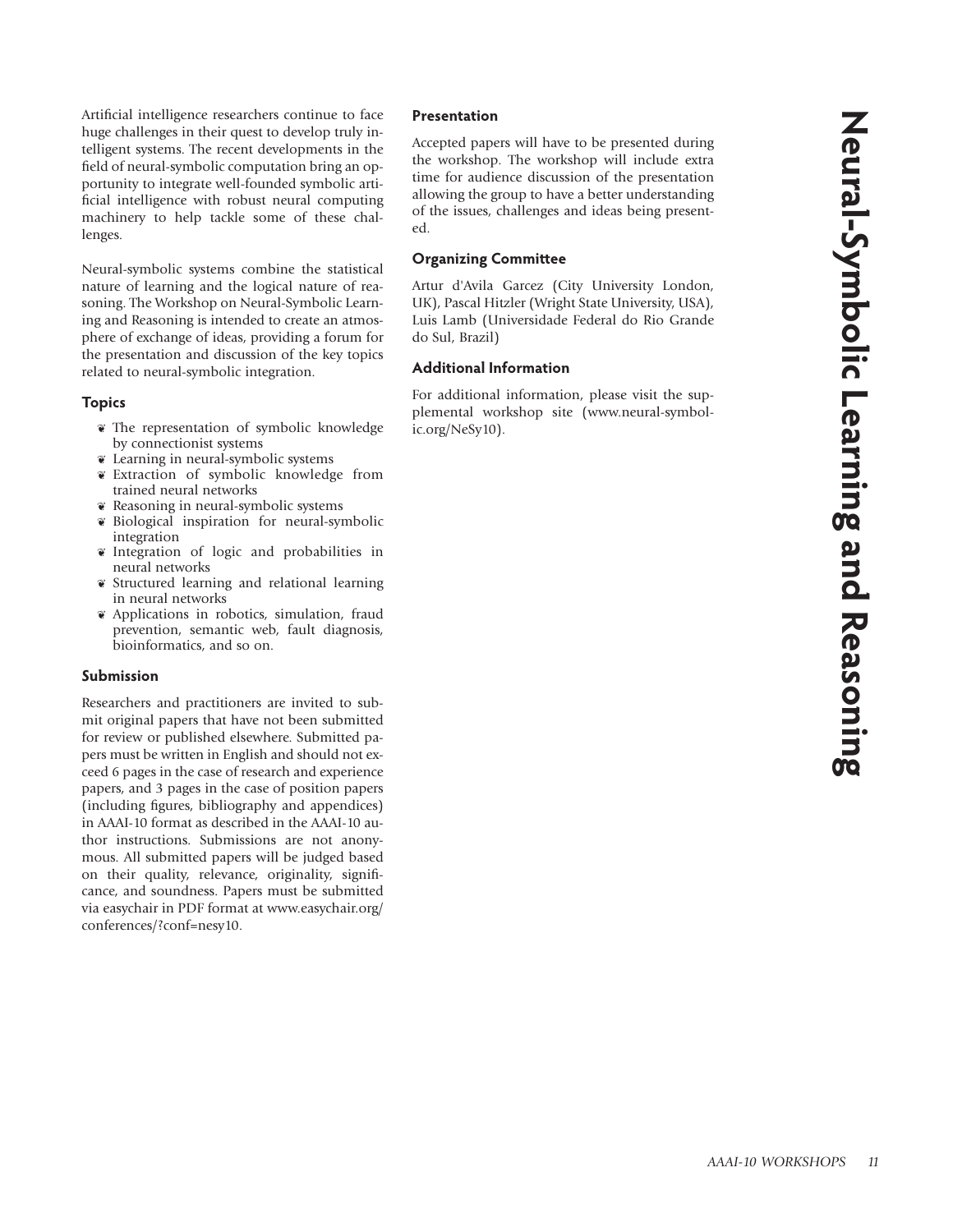# Neural-Symbolic Learning and Reasoning

Artificial intelligence researchers continue to face huge challenges in their quest to develop truly intelligent systems. The recent developments in the field of neural-symbolic computation bring an opportunity to integrate well-founded symbolic artificial intelligence with robust neural computing machinery to help tackle some of these challenges.

Neural-symbolic systems combine the statistical nature of learning and the logical nature of reasoning. The Workshop on Neural-Symbolic Learning and Reasoning is intended to create an atmosphere of exchange of ideas, providing a forum for the presentation and discussion of the key topics related to neural-symbolic integration.

## Topics

- The representation of symbolic knowledge by connectionist systems
- Learning in neural-symbolic systems
- Extraction of symbolic knowledge from trained neural networks
- Reasoning in neural-symbolic systems
- Biological inspiration for neural-symbolic integration
- Integration of logic and probabilities in neural networks
- Structured learning and relational learning in neural networks
- Applications in robotics, simulation, fraud prevention, semantic web, fault diagnosis, bioinformatics, and so on.

## Submission

Researchers and practitioners are invited to submit original papers that have not been submitted for review or published elsewhere. Submitted papers must be written in English and should not exceed 6 pages in the case of research and experience papers, and 3 pages in the case of position papers (including figures, bibliography and appendices) in AAAI-10 format as described in the AAAI-10 author instructions. Submissions are not anonymous. All submitted papers will be judged based on their quality, relevance, originality, significance, and soundness. Papers must be submitted via easychair in PDF format at www.easychair.org/conferences/?conf=nesy10.

## Presentation

Accepted papers will have to be presented during the workshop. The workshop will include extra time for audience discussion of the presentation allowing the group to have a better understanding of the issues, challenges and ideas being presented.

## Organizing Committee

Artur d'Avila Garcez (City University London, UK), Pascal Hitzler (Wright State University, USA), Luis Lamb (Universidade Federal do Rio Grande do Sul, Brazil)

## Additional Information

For additional information, please visit the supplemental workshop site (www.neural-symbolic.org/NeSy10).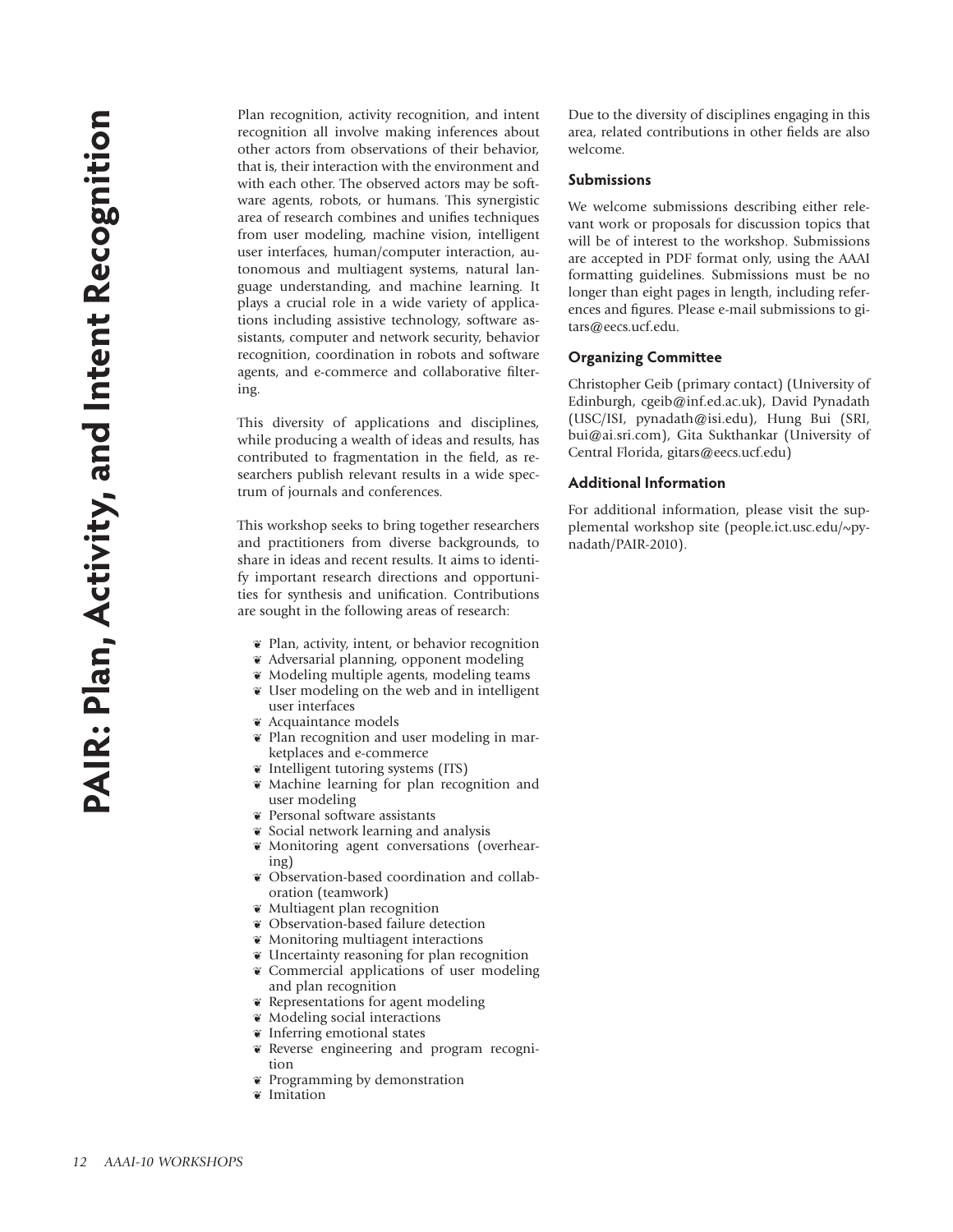# PAIR: Plan, Activity, and Intent Recognition

Plan recognition, activity recognition, and intent recognition all involve making inferences about other actors from observations of their behavior, that is, their interaction with the environment and with each other. The observed actors may be software agents, robots, or humans. This synergistic area of research combines and unifies techniques from user modeling, machine vision, intelligent user interfaces, human/computer interaction, autonomous and multiagent systems, natural language understanding, and machine learning. It plays a crucial role in a wide variety of applications including assistive technology, software assistants, computer and network security, behavior recognition, coordination in robots and software agents, and e-commerce and collaborative filtering.

This diversity of applications and disciplines, while producing a wealth of ideas and results, has contributed to fragmentation in the field, as researchers publish relevant results in a wide spectrum of journals and conferences.

This workshop seeks to bring together researchers and practitioners from diverse backgrounds, to share in ideas and recent results. It aims to identify important research directions and opportunities for synthesis and unification. Contributions are sought in the following areas of research:

- Plan, activity, intent, or behavior recognition
- Adversarial planning, opponent modeling
- Modeling multiple agents, modeling teams
- User modeling on the web and in intelligent user interfaces
- Acquaintance models
- Plan recognition and user modeling in marketplaces and e-commerce
- Intelligent tutoring systems (ITS)
- Machine learning for plan recognition and user modeling
- Personal software assistants
- Social network learning and analysis
- Monitoring agent conversations (overhearing)
- Observation-based coordination and collaboration (teamwork)
- Multiagent plan recognition
- Observation-based failure detection
- Monitoring multiagent interactions
- Uncertainty reasoning for plan recognition
- Commercial applications of user modeling and plan recognition
- Representations for agent modeling
- Modeling social interactions
- Inferring emotional states
- Reverse engineering and program recognition
- Programming by demonstration
- Imitation

Due to the diversity of disciplines engaging in this area, related contributions in other fields are also welcome.

## Submissions

We welcome submissions describing either relevant work or proposals for discussion topics that will be of interest to the workshop. Submissions are accepted in PDF format only, using the AAAI formatting guidelines. Submissions must be no longer than eight pages in length, including references and figures. Please e-mail submissions to gitars@eecs.ucf.edu.

## Organizing Committee

Christopher Geib (primary contact) (University of Edinburgh, cgeib@inf.ed.ac.uk), David Pynadath (USC/ISI, pynadath@isi.edu), Hung Bui (SRI, bui@ai.sri.com), Gita Sukthankar (University of Central Florida, gitars@eecs.ucf.edu)

## Additional Information

For additional information, please visit the supplemental workshop site (people.ict.usc.edu/~pynadath/PAIR-2010).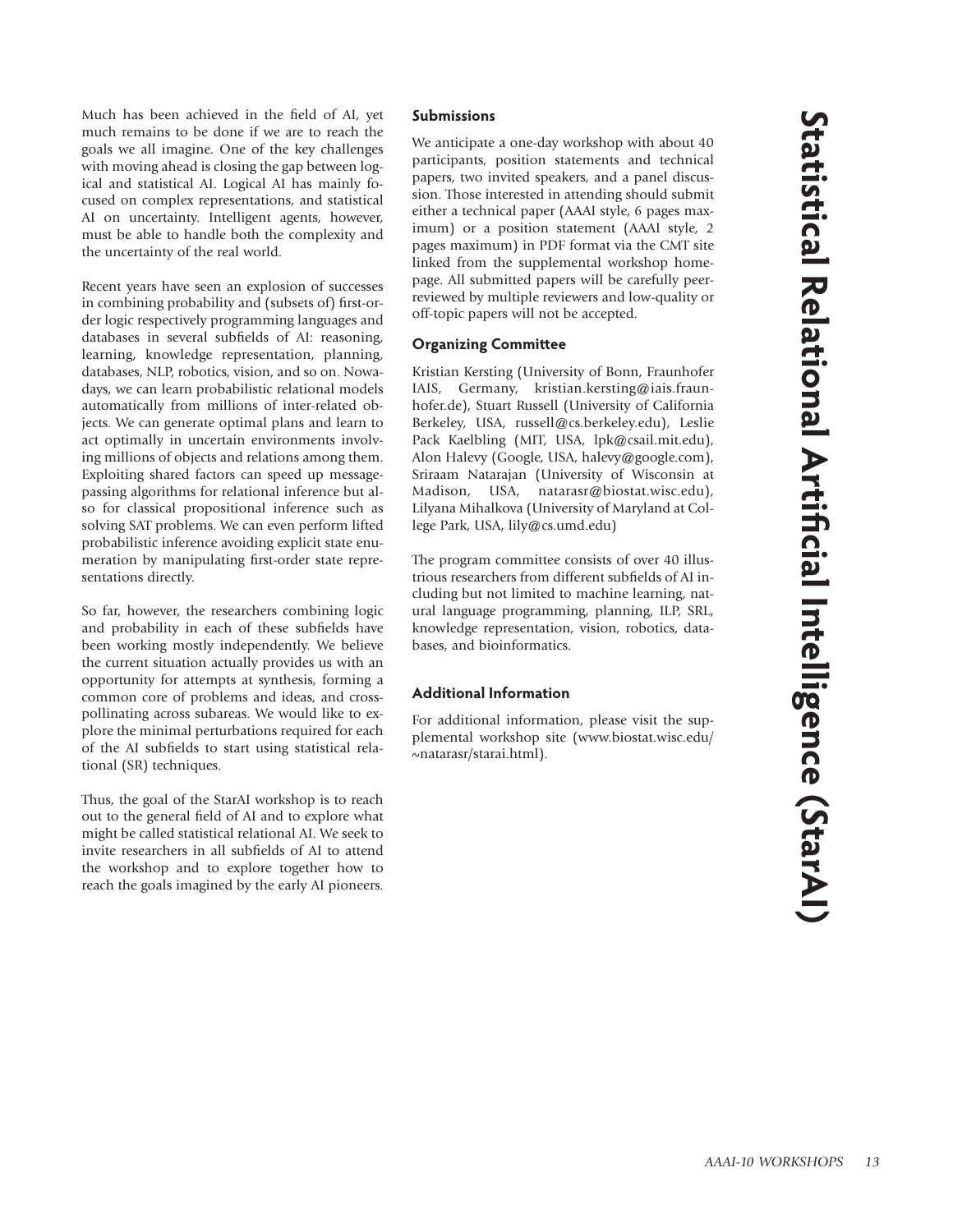# Statistical Relational Artificial Intelligence (StarAI)

Much has been achieved in the field of AI, yet much remains to be done if we are to reach the goals we all imagine. One of the key challenges with moving ahead is closing the gap between logical and statistical AI. Logical AI has mainly focused on complex representations, and statistical AI on uncertainty. Intelligent agents, however, must be able to handle both the complexity and the uncertainty of the real world.

Recent years have seen an explosion of successes in combining probability and (subsets of) first-order logic respectively programming languages and databases in several subfields of AI: reasoning, learning, knowledge representation, planning, databases, NLP, robotics, vision, and so on. Nowadays, we can learn probabilistic relational models automatically from millions of inter-related objects. We can generate optimal plans and learn to act optimally in uncertain environments involving millions of objects and relations among them. Exploiting shared factors can speed up message-passing algorithms for relational inference but also for classical propositional inference such as solving SAT problems. We can even perform lifted probabilistic inference avoiding explicit state enumeration by manipulating first-order state representations directly.

So far, however, the researchers combining logic and probability in each of these subfields have been working mostly independently. We believe the current situation actually provides us with an opportunity for attempts at synthesis, forming a common core of problems and ideas, and cross-pollinating across subareas. We would like to explore the minimal perturbations required for each of the AI subfields to start using statistical relational (SR) techniques.

Thus, the goal of the StarAI workshop is to reach out to the general field of AI and to explore what might be called statistical relational AI. We seek to invite researchers in all subfields of AI to attend the workshop and to explore together how to reach the goals imagined by the early AI pioneers.

## Submissions

We anticipate a one-day workshop with about 40 participants, position statements and technical papers, two invited speakers, and a panel discussion. Those interested in attending should submit either a technical paper (AAAI style, 6 pages maximum) or a position statement (AAAI style, 2 pages maximum) in PDF format via the CMT site linked from the supplemental workshop homepage. All submitted papers will be carefully peer-reviewed by multiple reviewers and low-quality or off-topic papers will not be accepted.

## Organizing Committee

Kristian Kersting (University of Bonn, Fraunhofer IAIS, Germany, kristian.kersting@iais.fraunhofer.de), Stuart Russell (University of California Berkeley, USA, russell@cs.berkeley.edu), Leslie Pack Kaelbling (MIT, USA, lpk@csail.mit.edu), Alon Halevy (Google, USA, halevy@google.com), Sriraam Natarajan (University of Wisconsin at Madison, USA, natarasr@biostat.wisc.edu), Lilyana Mihalkova (University of Maryland at College Park, USA, lily@cs.umd.edu)

The program committee consists of over 40 illustrious researchers from different subfields of AI including but not limited to machine learning, natural language programming, planning, ILP, SRL, knowledge representation, vision, robotics, databases, and bioinformatics.

## Additional Information

For additional information, please visit the supplemental workshop site (www.biostat.wisc.edu/~natarasr/starai.html).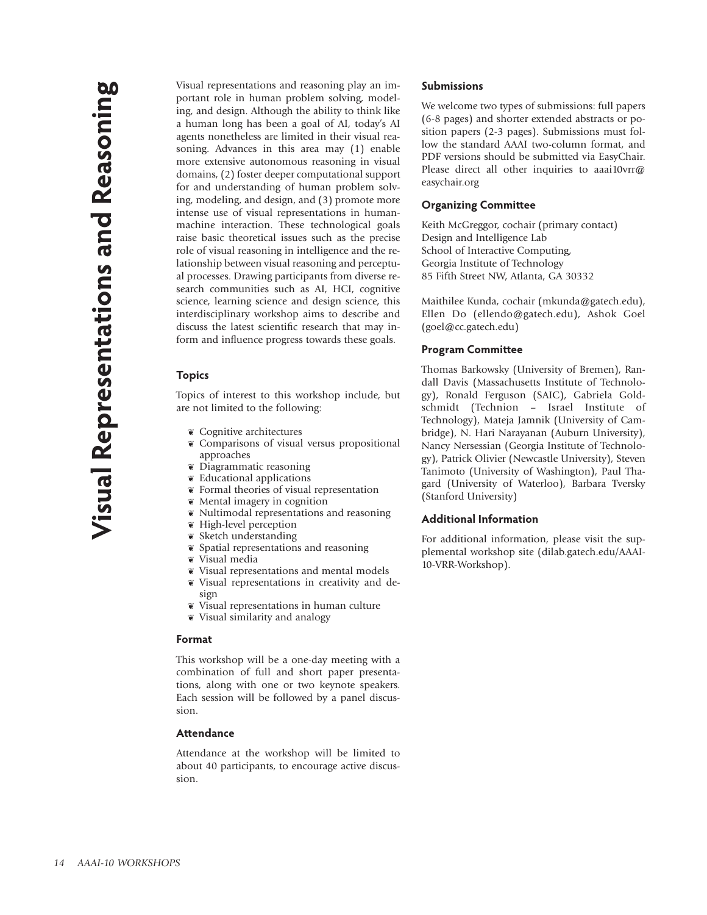# Visual Representations and Reasoning

Visual representations and reasoning play an important role in human problem solving, modeling, and design. Although the ability to think like a human long has been a goal of AI, today's AI agents nonetheless are limited in their visual reasoning. Advances in this area may (1) enable more extensive autonomous reasoning in visual domains, (2) foster deeper computational support for and understanding of human problem solving, modeling, and design, and (3) promote more intense use of visual representations in human-machine interaction. These technological goals raise basic theoretical issues such as the precise role of visual reasoning in intelligence and the relationship between visual reasoning and perceptual processes. Drawing participants from diverse research communities such as AI, HCI, cognitive science, learning science and design science, this interdisciplinary workshop aims to describe and discuss the latest scientific research that may inform and influence progress towards these goals.

## Topics

Topics of interest to this workshop include, but are not limited to the following:

- Cognitive architectures
- Comparisons of visual versus propositional approaches
- Diagrammatic reasoning
- Educational applications
- Formal theories of visual representation
- Mental imagery in cognition
- Nultimodal representations and reasoning
- High-level perception
- Sketch understanding
- Spatial representations and reasoning
- Visual media
- Visual representations and mental models
- Visual representations in creativity and design
- Visual representations in human culture
- Visual similarity and analogy

## Format

This workshop will be a one-day meeting with a combination of full and short paper presentations, along with one or two keynote speakers. Each session will be followed by a panel discussion.

## Attendance

Attendance at the workshop will be limited to about 40 participants, to encourage active discussion.

## Submissions

We welcome two types of submissions: full papers (6-8 pages) and shorter extended abstracts or position papers (2-3 pages). Submissions must follow the standard AAAI two-column format, and PDF versions should be submitted via EasyChair. Please direct all other inquiries to aaai10vrr@easychair.org

## Organizing Committee

Keith McGreggor, cochair (primary contact)
Design and Intelligence Lab
School of Interactive Computing,
Georgia Institute of Technology
85 Fifth Street NW, Atlanta, GA 30332

Maithilee Kunda, cochair (mkunda@gatech.edu), Ellen Do (ellendo@gatech.edu), Ashok Goel (goel@cc.gatech.edu)

## Program Committee

Thomas Barkowsky (University of Bremen), Randall Davis (Massachusetts Institute of Technology), Ronald Ferguson (SAIC), Gabriela Goldschmidt (Technion – Israel Institute of Technology), Mateja Jamnik (University of Cambridge), N. Hari Narayanan (Auburn University), Nancy Nersessian (Georgia Institute of Technology), Patrick Olivier (Newcastle University), Steven Tanimoto (University of Washington), Paul Thagard (University of Waterloo), Barbara Tversky (Stanford University)

## Additional Information

For additional information, please visit the supplemental workshop site (dilab.gatech.edu/AAAI-10-VRR-Workshop).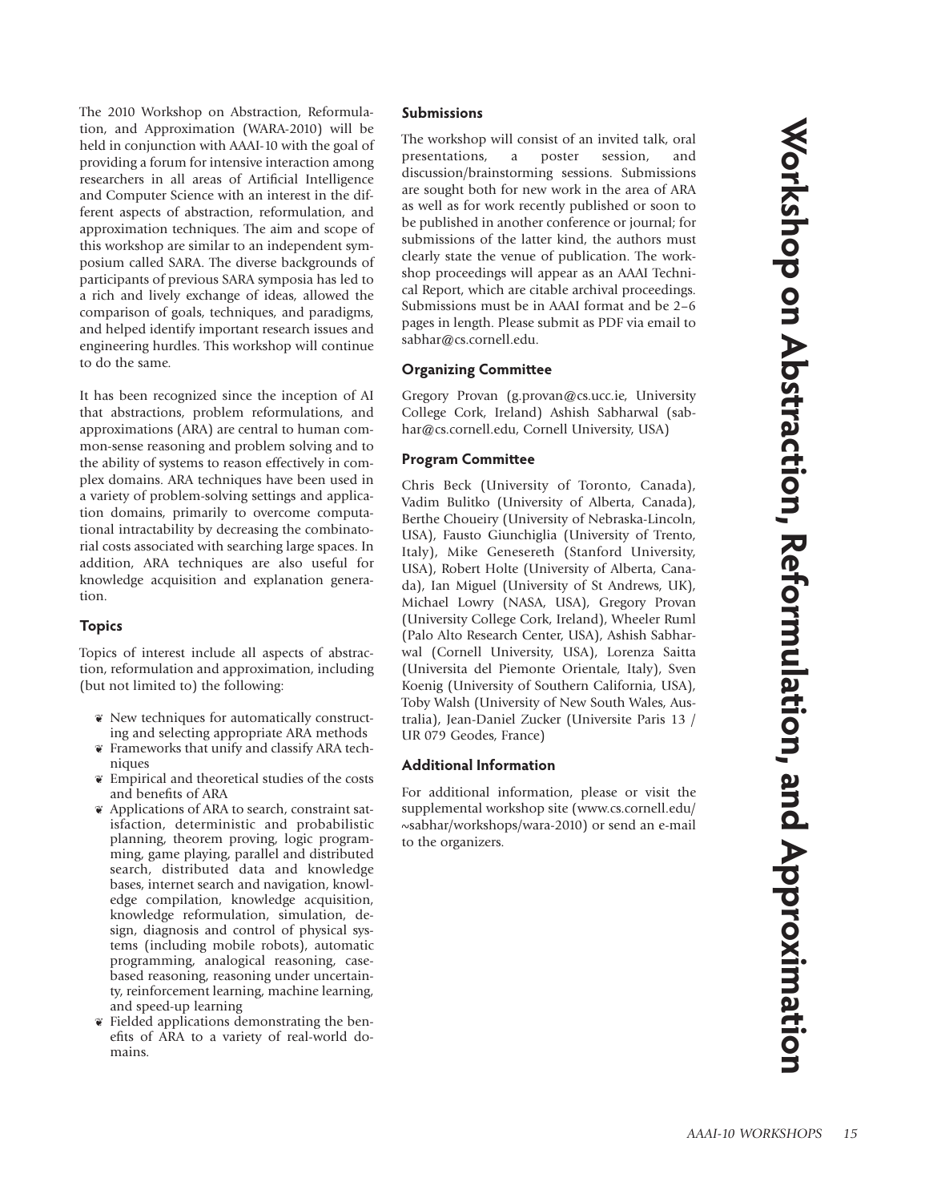# Workshop on Abstraction, Reformulation, and Approximation

The 2010 Workshop on Abstraction, Reformulation, and Approximation (WARA-2010) will be held in conjunction with AAAI-10 with the goal of providing a forum for intensive interaction among researchers in all areas of Artificial Intelligence and Computer Science with an interest in the different aspects of abstraction, reformulation, and approximation techniques. The aim and scope of this workshop are similar to an independent symposium called SARA. The diverse backgrounds of participants of previous SARA symposia has led to a rich and lively exchange of ideas, allowed the comparison of goals, techniques, and paradigms, and helped identify important research issues and engineering hurdles. This workshop will continue to do the same.

It has been recognized since the inception of AI that abstractions, problem reformulations, and approximations (ARA) are central to human common-sense reasoning and problem solving and to the ability of systems to reason effectively in complex domains. ARA techniques have been used in a variety of problem-solving settings and application domains, primarily to overcome computational intractability by decreasing the combinatorial costs associated with searching large spaces. In addition, ARA techniques are also useful for knowledge acquisition and explanation generation.

### Topics

Topics of interest include all aspects of abstraction, reformulation and approximation, including (but not limited to) the following:

- New techniques for automatically constructing and selecting appropriate ARA methods
- Frameworks that unify and classify ARA techniques
- Empirical and theoretical studies of the costs and benefits of ARA
- Applications of ARA to search, constraint satisfaction, deterministic and probabilistic planning, theorem proving, logic programming, game playing, parallel and distributed search, distributed data and knowledge bases, internet search and navigation, knowledge compilation, knowledge acquisition, knowledge reformulation, simulation, design, diagnosis and control of physical systems (including mobile robots), automatic programming, analogical reasoning, case-based reasoning, reasoning under uncertainty, reinforcement learning, machine learning, and speed-up learning
- Fielded applications demonstrating the benefits of ARA to a variety of real-world domains.

### Submissions

The workshop will consist of an invited talk, oral presentations, a poster session, and discussion/brainstorming sessions. Submissions are sought both for new work in the area of ARA as well as for work recently published or soon to be published in another conference or journal; for submissions of the latter kind, the authors must clearly state the venue of publication. The workshop proceedings will appear as an AAAI Technical Report, which are citable archival proceedings. Submissions must be in AAAI format and be 2–6 pages in length. Please submit as PDF via email to sabhar@cs.cornell.edu.

### Organizing Committee

Gregory Provan (g.provan@cs.ucc.ie, University College Cork, Ireland) Ashish Sabharwal (sabhar@cs.cornell.edu, Cornell University, USA)

### Program Committee

Chris Beck (University of Toronto, Canada), Vadim Bulitko (University of Alberta, Canada), Berthe Choueiry (University of Nebraska-Lincoln, USA), Fausto Giunchiglia (University of Trento, Italy), Mike Genesereth (Stanford University, USA), Robert Holte (University of Alberta, Canada), Ian Miguel (University of St Andrews, UK), Michael Lowry (NASA, USA), Gregory Provan (University College Cork, Ireland), Wheeler Ruml (Palo Alto Research Center, USA), Ashish Sabharwal (Cornell University, USA), Lorenza Saitta (Universita del Piemonte Orientale, Italy), Sven Koenig (University of Southern California, USA), Toby Walsh (University of New South Wales, Australia), Jean-Daniel Zucker (Universite Paris 13 / UR 079 Geodes, France)

### Additional Information

For additional information, please or visit the supplemental workshop site (www.cs.cornell.edu/~sabhar/workshops/wara-2010) or send an e-mail to the organizers.